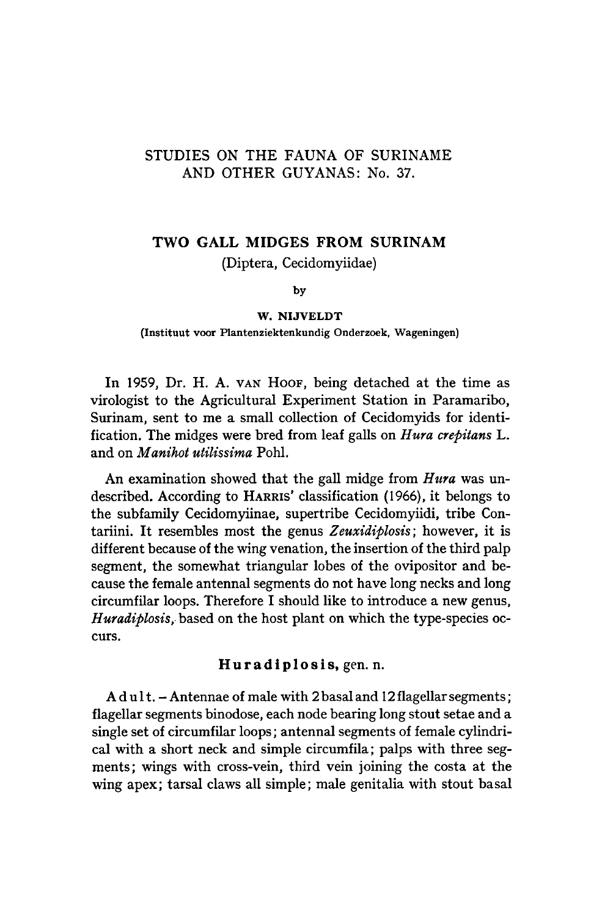# STUDIES ON THE FAUNA OF SURINAME AND OTHER GUYANAS: No. 37.

## TWO GALL MIDGES FROM SURINAM

(Diptera, Cecidomyiidae)

by

**W. NIJVELDT**

(Instituut voor Plantenziektenkundig Onderzoek, Wageningen)

In 1959, Dr. H. A. VAN HOOF, being detached at the time as virologist to the Agricultural Experiment Station in Paramaribo, Surinam, sent to me a small collection of Cecidomyids for identification. The midges were bred from leaf galls on *Hura crepitans* L. and on *Manihot utilissima* Pohl.

An examination showed that the gall midge from *Hura* was undescribed. According to HARRIS' classification (1966), it belongs to the subfamily Cecidomyiinae, supertribe Cecidomyiidi, tribe Contariini. It resembles most the genus *Zeuxidiplosis*; however, it is different because of the wing venation, the insertion of the third palp segment, the somewhat triangular lobes of the ovipositor and because the female antennal segments do not have long necks and long circumfilar loops. Therefore I should like to introduce a new genus, *Huradiplosis*, based on the host plant on which the type-species occurs.

### **Huradiplosis**, gen. n.

Adult. – Antennae of male with 2 basal and 12 flagellar segments; flagellar segments binodose, each node bearing long stout setae and a single set of circumfilar loops; antennal segments of female cylindrical with a short neck and simple circumfila; palps with three segments; wings with cross-vein, third vein joining the costa at the wing apex; tarsal claws all simple; male genitalia with stout basal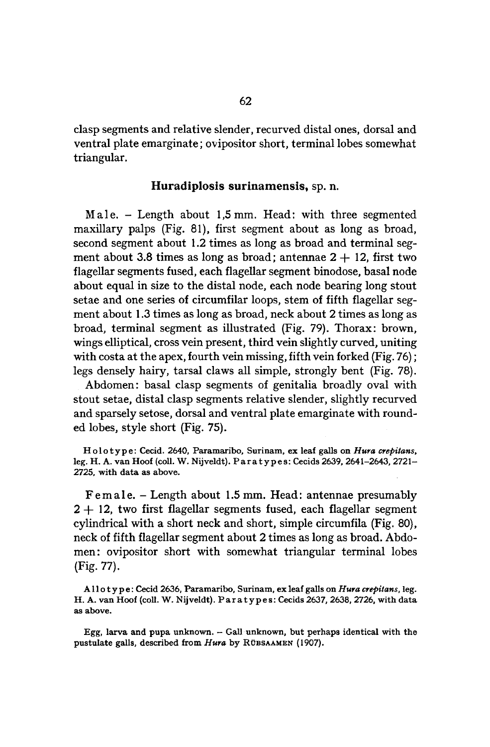clasp segments and relative slender, recurved distal ones, dorsal and ventral plate emarginate; ovipositor short, terminal lobes somewhat triangular.

### Huradiplosis surinamensis, sp. n.

Male. – Length about 1,5 mm. Head: with three segmented maxillary palps (Fig. 81), first segment about as long as broad, second segment about 1.2 times as long as broad and terminal segment about 3.8 times as long as broad; antennae 2 + 12, first two flagellar segments fused, each flagellar segment binodose, basal node about equal in size to the distal node, each node bearing long stout setae and one series of circumfilar loops, stem of fifth flagellar segment about 1.3 times as long as broad, neck about 2 times as long as broad, terminal segment as illustrated (Fig. 79). Thorax: brown, wings elliptical, cross vein present, third vein slightly curved, uniting with costa at the apex, fourth vein missing, fifth vein forked (Fig. 76); legs densely hairy, tarsal claws all simple, strongly bent (Fig. 78).

Abdomen: basal clasp segments of genitalia broadly oval with stout setae, distal clasp segments relative slender, slightly recurved and sparsely setose, dorsal and ventral plate emarginate with rounded lobes, style short (Fig. 75).

Holotype: Cecid. 2640, Paramaribo, Surinam, ex leaf galls on *Hura crepitans*, leg. H. A. van Hoof (coll. W. Nijveldt). Paratypes: Cecids 2639, 2641–2643, 2721–2725, with data as above.

Female. – Length about 1.5 mm. Head: antennae presumably 2 + 12, two first flagellar segments fused, each flagellar segment cylindrical with a short neck and short, simple circumfila (Fig. 80), neck of fifth flagellar segment about 2 times as long as broad. Abdomen: ovipositor short with somewhat triangular terminal lobes (Fig. 77).

Allotype: Cecid 2636, Paramaribo, Surinam, ex leaf galls on *Hura crepitans*, leg. H. A. van Hoof (coll. W. Nijveldt). Paratypes: Cecids 2637, 2638, 2726, with data as above.

Egg, larva and pupa unknown. – Gall unknown, but perhaps identical with the pustulate galls, described from *Hura* by RÜBSAAMEN (1907).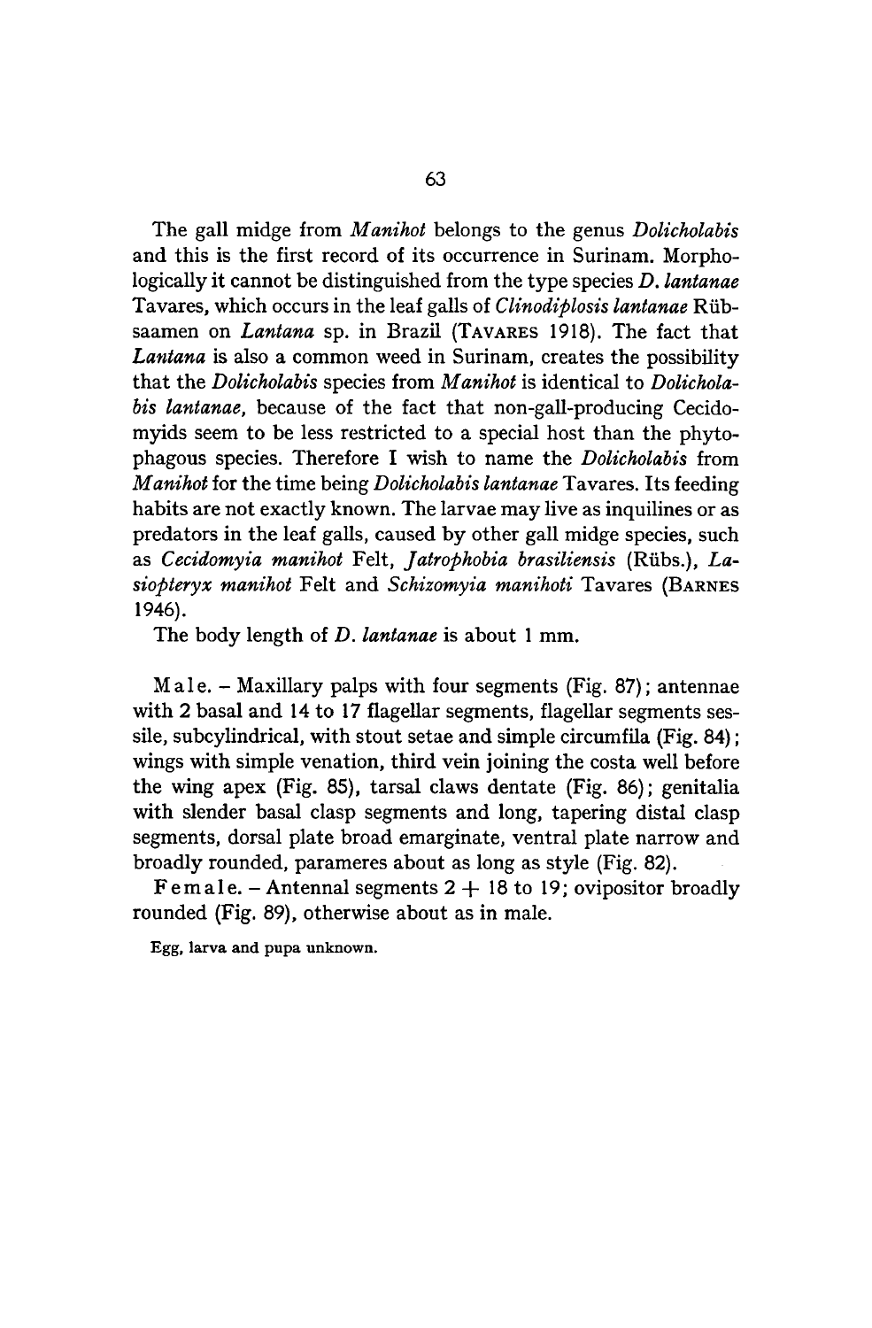The gall midge from *Manihot* belongs to the genus *Dolicholabis* and this is the first record of its occurrence in Surinam. Morphologically it cannot be distinguished from the type species *D. lantanae* Tavares, which occurs in the leaf galls of *Clinodiplosis lantanae* Rübsaamen on *Lantana* sp. in Brazil (TAVARES 1918). The fact that *Lantana* is also a common weed in Surinam, creates the possibility that the *Dolicholabis* species from *Manihot* is identical to *Dolicholabis lantanae,* because of the fact that non-gall-producing Cecidomyids seem to be less restricted to a special host than the phytophagous species. Therefore I wish to name the *Dolicholabis* from *Manihot* for the time being *Dolicholabis lantanae* Tavares. Its feeding habits are not exactly known. The larvae may live as inquilines or as predators in the leaf galls, caused by other gall midge species, such as *Cecidomyia manihot* Felt, *Jatrophobia brasiliensis* (Rübs.), *Lasiopteryx manihot* Felt and *Schizomyia manihoti* Tavares (BARNES 1946).

The body length of *D. lantanae* is about 1 mm.

Male. – Maxillary palps with four segments (Fig. 87); antennae with 2 basal and 14 to 17 flagellar segments, flagellar segments sessile, subcylindrical, with stout setae and simple circumfila (Fig. 84); wings with simple venation, third vein joining the costa well before the wing apex (Fig. 85), tarsal claws dentate (Fig. 86); genitalia with slender basal clasp segments and long, tapering distal clasp segments, dorsal plate broad emarginate, ventral plate narrow and broadly rounded, parameres about as long as style (Fig. 82).

Female. – Antennal segments 2 + 18 to 19; ovipositor broadly rounded (Fig. 89), otherwise about as in male.

Egg, larva and pupa unknown.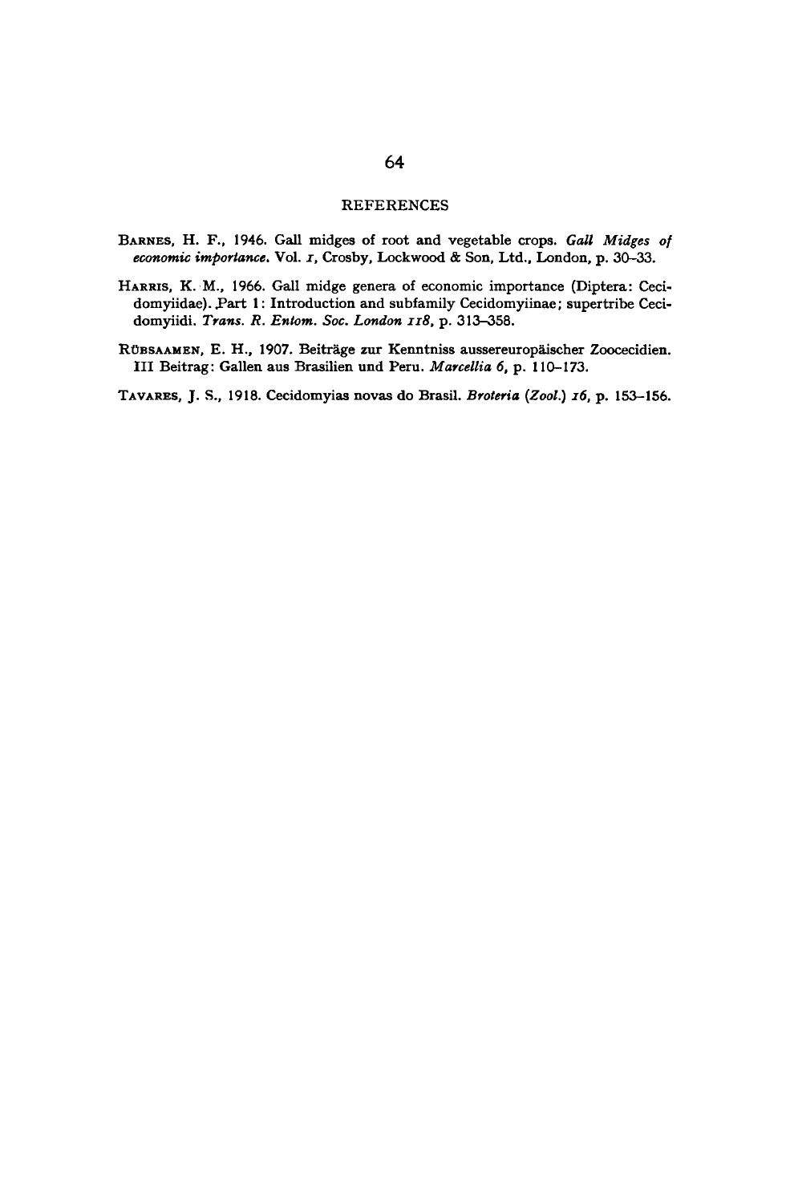## REFERENCES

BARNES, H. F., 1946. Gall midges of root and vegetable crops. *Gall Midges of economic importance*. Vol. *1*, Crosby, Lockwood & Son, Ltd., London, p. 30–33.

HARRIS, K. M., 1966. Gall midge genera of economic importance (Diptera: Cecidomyiidae). Part 1: Introduction and subfamily Cecidomyiinae; supertribe Cecidomyiidi. *Trans. R. Entom. Soc. London 118*, p. 313–358.

RÜBSAAMEN, E. H., 1907. Beiträge zur Kenntniss aussereuropäischer Zoocecidien. III Beitrag: Gallen aus Brasilien und Peru. *Marcellia 6*, p. 110–173.

TAVARES, J. S., 1918. Cecidomyias novas do Brasil. *Broteria (Zool.) 16*, p. 153–156.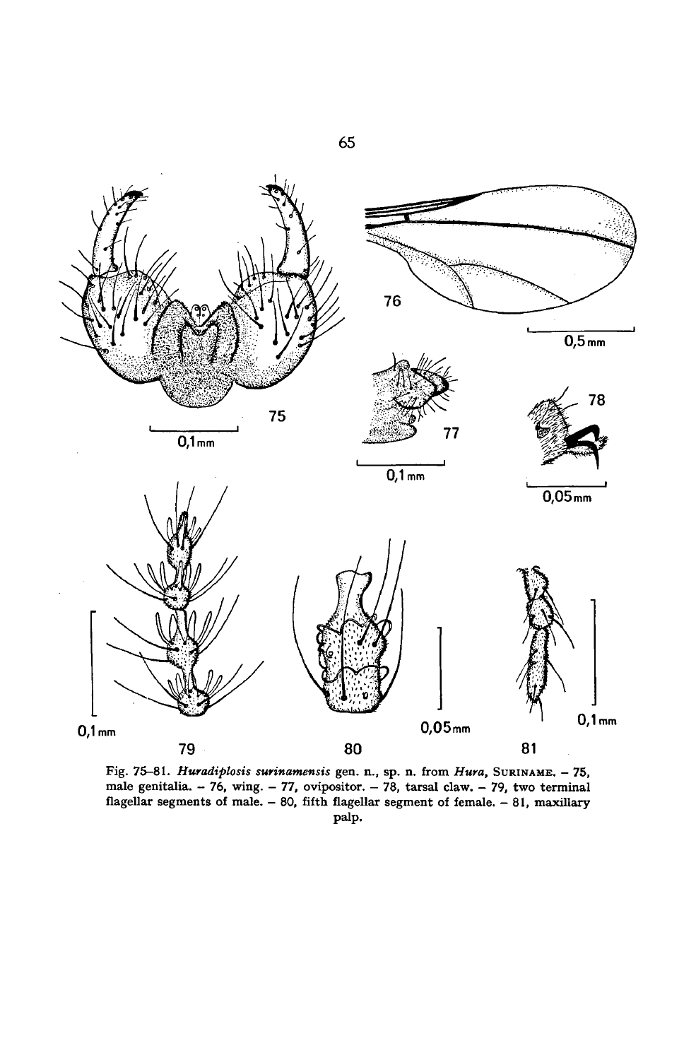Fig. 75–81. *Huradiplosis surinamensis* gen. n., sp. n. from *Hura*, SURINAME. – 75, male genitalia. – 76, wing. – 77, ovipositor. – 78, tarsal claw. – 79, two terminal flagellar segments of male. – 80, fifth flagellar segment of female. – 81, maxillary palp.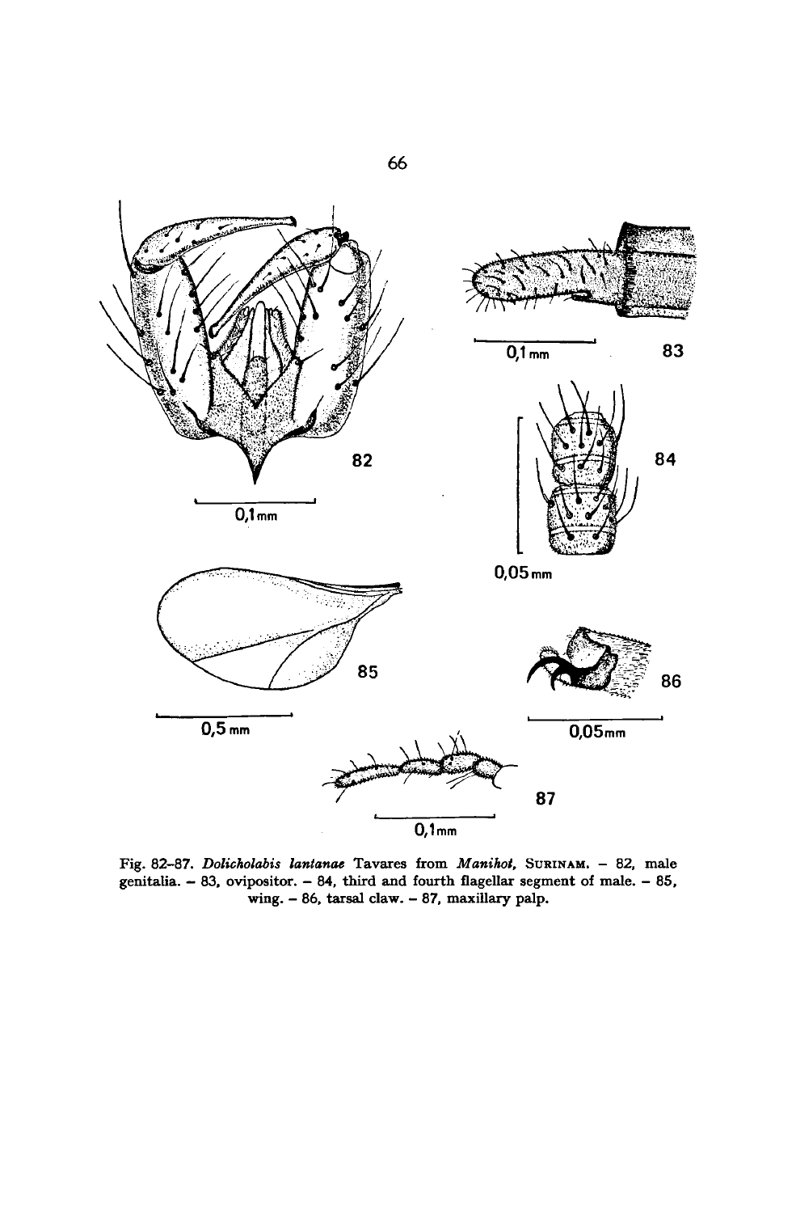82

0,1 mm

0,1 mm

83

84

0,05 mm

85

0,5 mm

86

0,05mm

87

0,1mm

Fig. 82–87. *Dolicholabis lantanae* Tavares from *Manihot*, SURINAM. – 82, male genitalia. – 83, ovipositor. – 84, third and fourth flagellar segment of male. – 85, wing. – 86, tarsal claw. – 87, maxillary palp.